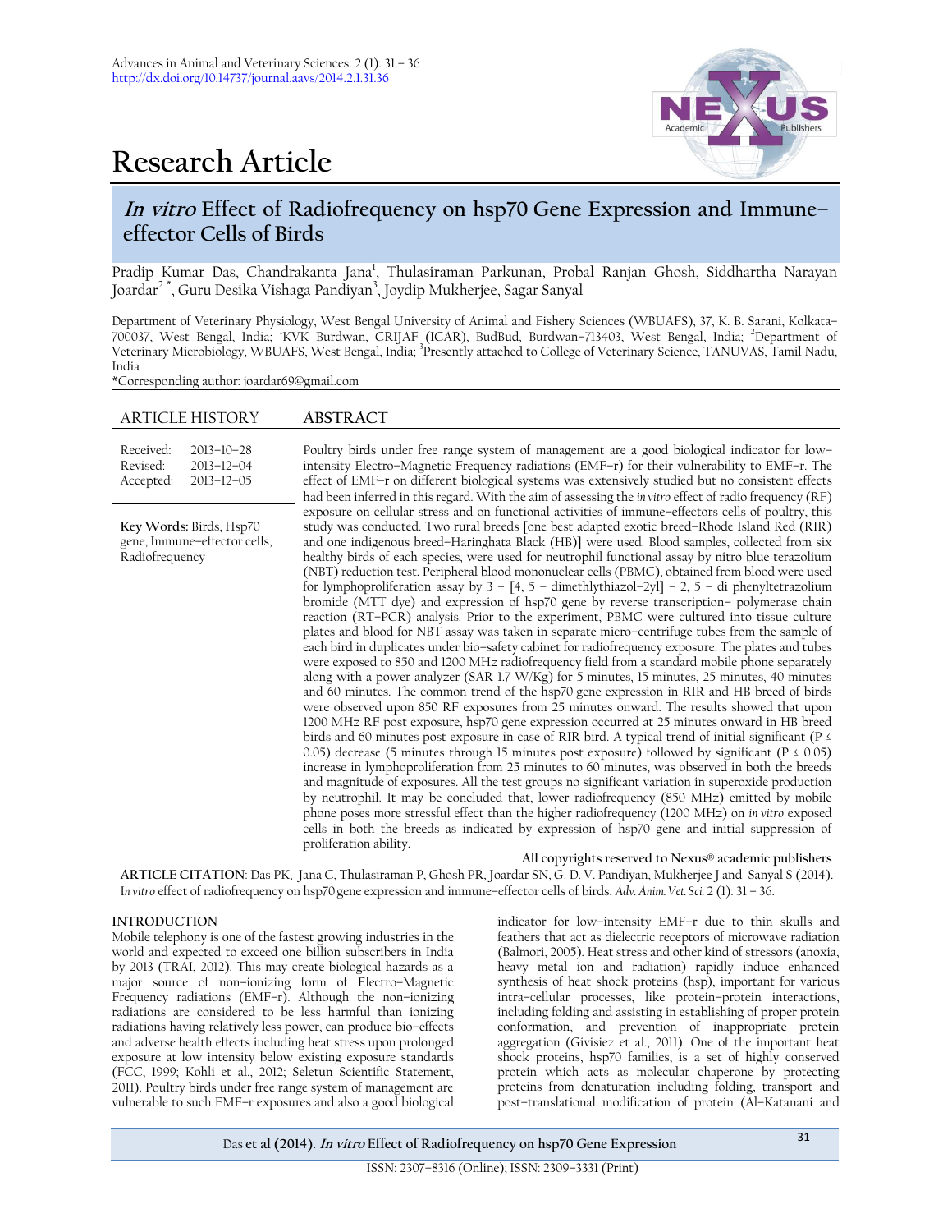# Research Article

## *In vitro* Effect of Radiofrequency on hsp70 Gene Expression and Immune–effector Cells of Birds

Pradip Kumar Das, Chandrakanta Jana[1], Thulasiraman Parkunan, Probal Ranjan Ghosh, Siddhartha Narayan Joardar[2*], Guru Desika Vishaga Pandiyan[3], Joydip Mukherjee, Sagar Sanyal

Department of Veterinary Physiology, West Bengal University of Animal and Fishery Sciences (WBUAFS), 37, K. B. Sarani, Kolkata–700037, West Bengal, India; [1]KVK Burdwan, CRIJAF (ICAR), BudBud, Burdwan–713403, West Bengal, India; [2]Department of Veterinary Microbiology, WBUAFS, West Bengal, India; [3]Presently attached to College of Veterinary Science, TANUVAS, Tamil Nadu, India

*Corresponding author: joardar69@gmail.com

### ARTICLE HISTORY

Received: 2013–10–28
Revised: 2013–12–04
Accepted: 2013–12–05

**Key Words:** Birds, Hsp70 gene, Immune–effector cells, Radiofrequency

### ABSTRACT

Poultry birds under free range system of management are a good biological indicator for low–intensity Electro–Magnetic Frequency radiations (EMF–r) for their vulnerability to EMF–r. The effect of EMF–r on different biological systems was extensively studied but no consistent effects had been inferred in this regard. With the aim of assessing the *in vitro* effect of radio frequency (RF) exposure on cellular stress and on functional activities of immune–effectors cells of poultry, this study was conducted. Two rural breeds [one best adapted exotic breed–Rhode Island Red (RIR) and one indigenous breed–Haringhata Black (HB)] were used. Blood samples, collected from six healthy birds of each species, were used for neutrophil functional assay by nitro blue tetrazolium (NBT) reduction test. Peripheral blood mononuclear cells (PBMC), obtained from blood were used for lymphoproliferation assay by 3 – [4, 5 – dimethlythiazol–2yl] – 2, 5 – di phenyltetrazolium bromide (MTT dye) and expression of hsp70 gene by reverse transcription– polymerase chain reaction (RT–PCR) analysis. Prior to the experiment, PBMC were cultured into tissue culture plates and blood for NBT assay was taken in separate micro–centrifuge tubes from the sample of each bird in duplicates under bio–safety cabinet for radiofrequency exposure. The plates and tubes were exposed to 850 and 1200 MHz radiofrequency field from a standard mobile phone separately along with a power analyzer (SAR 1.7 W/Kg) for 5 minutes, 15 minutes, 25 minutes, 40 minutes and 60 minutes. The common trend of the hsp70 gene expression in RIR and HB breed of birds were observed upon 850 RF exposures from 25 minutes onward. The results showed that upon 1200 MHz RF post exposure, hsp70 gene expression occurred at 25 minutes onward in HB breed birds and 60 minutes post exposure in case of RIR bird. A typical trend of initial significant ($P \leq 0.05$) decrease (5 minutes through 15 minutes post exposure) followed by significant ($P \leq 0.05$) increase in lymphoproliferation from 25 minutes to 60 minutes, was observed in both the breeds and magnitude of exposures. All the test groups no significant variation in superoxide production by neutrophil. It may be concluded that, lower radiofrequency (850 MHz) emitted by mobile phone poses more stressful effect than the higher radiofrequency (1200 MHz) on *in vitro* exposed cells in both the breeds as indicated by expression of hsp70 gene and initial suppression of proliferation ability.

All copyrights reserved to Nexus® academic publishers

**ARTICLE CITATION**: Das PK, Jana C, Thulasiraman P, Ghosh PR, Joardar SN, G. D. V. Pandiyan, Mukherjee J and Sanyal S (2014). *In vitro* effect of radiofrequency on hsp70 gene expression and immune–effector cells of birds. *Adv. Anim. Vet. Sci.* 2 (1): 31 – 36.

### INTRODUCTION

Mobile telephony is one of the fastest growing industries in the world and expected to exceed one billion subscribers in India by 2013 (TRAI, 2012). This may create biological hazards as a major source of non–ionizing form of Electro–Magnetic Frequency radiations (EMF–r). Although the non–ionizing radiations are considered to be less harmful than ionizing radiations having relatively less power, can produce bio–effects and adverse health effects including heat stress upon prolonged exposure at low intensity below existing exposure standards (FCC, 1999; Kohli et al., 2012; Seletun Scientific Statement, 2011). Poultry birds under free range system of management are vulnerable to such EMF–r exposures and also a good biological indicator for low–intensity EMF–r due to thin skulls and feathers that act as dielectric receptors of microwave radiation (Balmori, 2005). Heat stress and other kind of stressors (anoxia, heavy metal ion and radiation) rapidly induce enhanced synthesis of heat shock proteins (hsp), important for various intra–cellular processes, like protein–protein interactions, including folding and assisting in establishing of proper protein conformation, and prevention of inappropriate protein aggregation (Givisiez et al., 2011). One of the important heat shock proteins, hsp70 families, is a set of highly conserved protein which acts as molecular chaperone by protecting proteins from denaturation including folding, transport and post–translational modification of protein (Al–Katanani and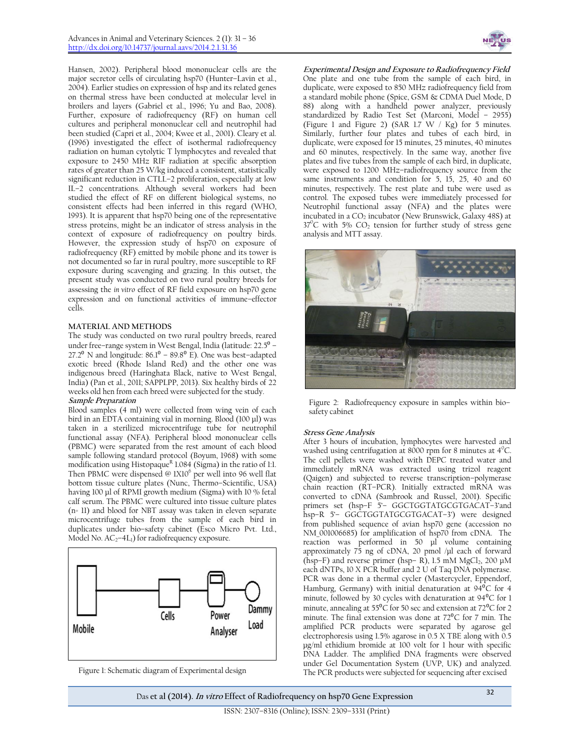Hansen, 2002). Peripheral blood mononuclear cells are the major secretor cells of circulating hsp70 (Hunter–Lavin et al., 2004). Earlier studies on expression of hsp and its related genes on thermal stress have been conducted at molecular level in broilers and layers (Gabriel et al., 1996; Yu and Bao, 2008). Further, exposure of radiofrequency (RF) on human cell cultures and peripheral mononuclear cell and neutrophil had been studied (Capri et al., 2004; Kwee et al., 2001). Cleary et al. (1996) investigated the effect of isothermal radiofrequency radiation on human cytolytic T lymphocytes and revealed that exposure to 2450 MHz RIF radiation at specific absorption rates of greater than 25 W/kg induced a consistent, statistically significant reduction in CTLL–2 proliferation, especially at low IL–2 concentrations. Although several workers had been studied the effect of RF on different biological systems, no consistent effects had been inferred in this regard (WHO, 1993). It is apparent that hsp70 being one of the representative stress proteins, might be an indicator of stress analysis in the context of exposure of radiofrequency on poultry birds. However, the expression study of hsp70 on exposure of radiofrequency (RF) emitted by mobile phone and its tower is not documented so far in rural poultry, more susceptible to RF exposure during scavenging and grazing. In this outset, the present study was conducted on two rural poultry breeds for assessing the *in vitro* effect of RF field exposure on hsp70 gene expression and on functional activities of immune–effector cells.

## MATERIAL AND METHODS

The study was conducted on two rural poultry breeds, reared under free–range system in West Bengal, India (latitude: 22.5⁰ – 27.2⁰ N and longitude: 86.1⁰ – 89.8⁰ E). One was best–adapted exotic breed (Rhode Island Red) and the other one was indigenous breed (Haringhata Black, native to West Bengal, India) (Pan et al., 2011; SAPPLPP, 2013). Six healthy birds of 22 weeks old hen from each breed were subjected for the study.

### *Sample Preparation*

Blood samples (4 ml) were collected from wing vein of each bird in an EDTA containing vial in morning. Blood (100 µl) was taken in a sterilized microcentrifuge tube for neutrophil functional assay (NFA). Peripheral blood mononuclear cells (PBMC) were separated from the rest amount of each blood sample following standard protocol (Boyum, 1968) with some modification using Histopaque[R] 1.084 (Sigma) in the ratio of 1:1. Then PBMC were dispensed @ $1X10^6$ per well into 96 well flat bottom tissue culture plates (Nunc, Thermo–Scientific, USA) having 100 µl of RPMI growth medium (Sigma) with 10 % fetal calf serum. The PBMC were cultured into tissue culture plates (n= 11) and blood for NBT assay was taken in eleven separate microcentrifuge tubes from the sample of each bird in duplicates under bio–safety cabinet (Esco Micro Pvt. Ltd., Model No. $AC_2$–$4L_1$) for radiofrequency exposure.

Figure 1: Schematic diagram of Experimental design

### *Experimental Design and Exposure to Radiofrequency Field*

One plate and one tube from the sample of each bird, in duplicate, were exposed to 850 MHz radiofrequency field from a standard mobile phone (Spice, GSM & CDMA Duel Mode, D 88) along with a handheld power analyzer, previously standardized by Radio Test Set (Marconi, Model – 2955) (Figure 1 and Figure 2) (SAR 1.7 W / Kg) for 5 minutes. Similarly, further four plates and tubes of each bird, in duplicate, were exposed for 15 minutes, 25 minutes, 40 minutes and 60 minutes, respectively. In the same way, another five plates and five tubes from the sample of each bird, in duplicate, were exposed to 1200 MHz–radiofrequency source from the same instruments and condition for 5, 15, 25, 40 and 60 minutes, respectively. The rest plate and tube were used as control. The exposed tubes were immediately processed for Neutrophil functional assay (NFA) and the plates were incubated in a $CO_2$ incubator (New Brunswick, Galaxy 48S) at $37^0$C with 5% $CO_2$ tension for further study of stress gene analysis and MTT assay.

Figure 2: Radiofrequency exposure in samples within bio–safety cabinet

### *Stress Gene Analysis*

After 3 hours of incubation, lymphocytes were harvested and washed using centrifugation at 8000 rpm for 8 minutes at $4^0$C. The cell pellets were washed with DEPC treated water and immediately mRNA was extracted using trizol reagent (Qaigen) and subjected to reverse transcription–polymerase chain reaction (RT–PCR). Initially extracted mRNA was converted to cDNA (Sambrook and Russel, 2001). Specific primers set (hsp–F 5'– GGCTGGTATGCGTGACAT–3'and hsp–R 5'– GGCTGGTATGCGTGACAT–3') were designed from published sequence of avian hsp70 gene (accession no NM_001006685) for amplification of hsp70 from cDNA. The reaction was performed in 50 µl volume containing approximately 75 ng of cDNA, 20 pmol /µl each of forward (hsp–F) and reverse primer (hsp– R), 1.5 mM $MgCl_2$, 200 µM each dNTPs, 10 X PCR buffer and 2 U of Taq DNA polymerase. PCR was done in a thermal cycler (Mastercycler, Eppendorf, Hamburg, Germany) with initial denaturation at 94⁰C for 4 minute, followed by 30 cycles with denaturation at 94⁰C for 1 minute, annealing at 55⁰C for 50 sec and extension at 72⁰C for 2 minute. The final extension was done at 72⁰C for 7 min. The amplified PCR products were separated by agarose gel electrophoresis using 1.5% agarose in 0.5 X TBE along with 0.5 µg/ml ethidium bromide at 100 volt for 1 hour with specific DNA Ladder. The amplified DNA fragments were observed under Gel Documentation System (UVP, UK) and analyzed. The PCR products were subjected for sequencing after excised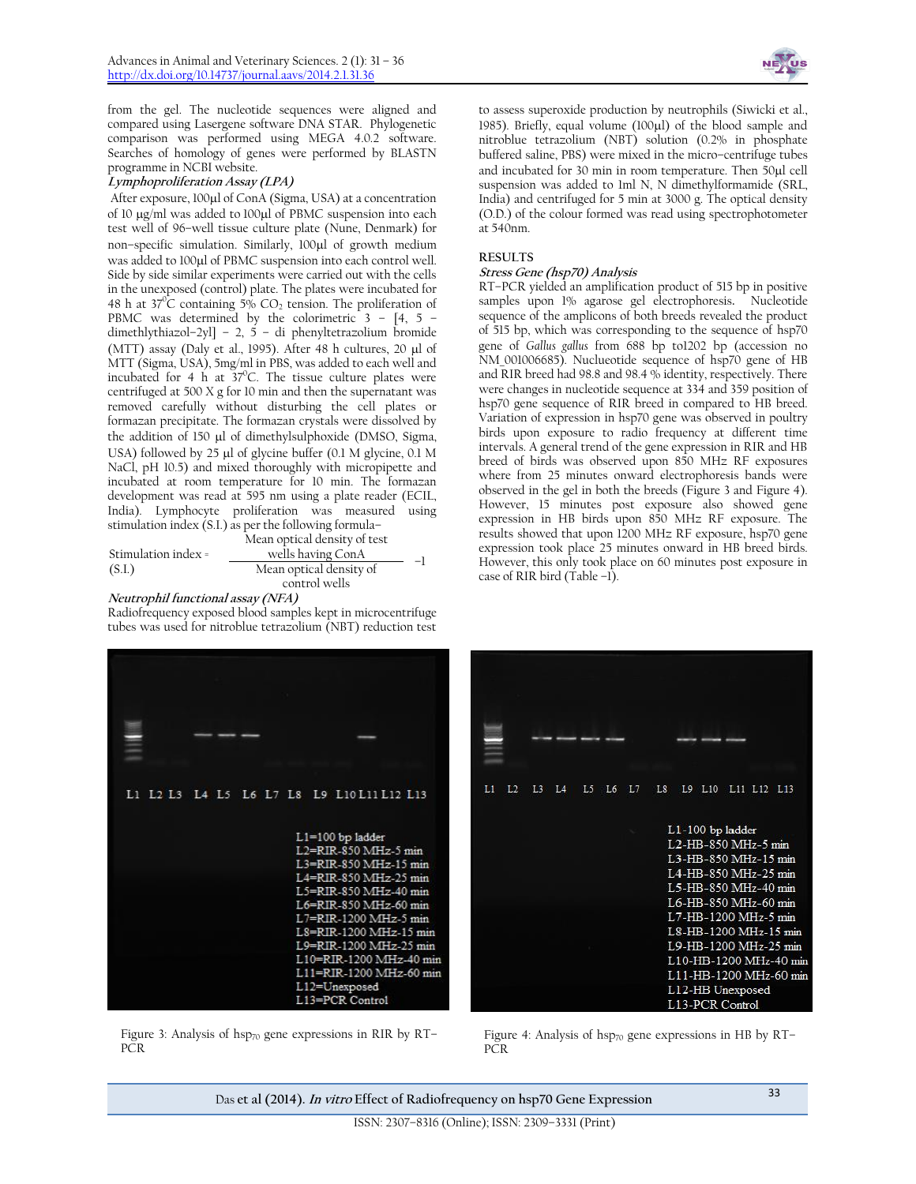from the gel. The nucleotide sequences were aligned and compared using Lasergene software DNA STAR. Phylogenetic comparison was performed using MEGA 4.0.2 software. Searches of homology of genes were performed by BLASTN programme in NCBI website.

***Lymphoproliferation Assay (LPA)***

After exposure, 100µl of ConA (Sigma, USA) at a concentration of 10 µg/ml was added to 100µl of PBMC suspension into each test well of 96–well tissue culture plate (Nune, Denmark) for non–specific simulation. Similarly, 100µl of growth medium was added to 100µl of PBMC suspension into each control well. Side by side similar experiments were carried out with the cells in the unexposed (control) plate. The plates were incubated for 48 h at 37°C containing 5% $CO_2$ tension. The proliferation of PBMC was determined by the colorimetric 3 – [4, 5 – dimethlythiazol–2yl] – 2, 5 – di phenyltetrazolium bromide (MTT) assay (Daly et al., 1995). After 48 h cultures, 20 µl of MTT (Sigma, USA), 5mg/ml in PBS, was added to each well and incubated for 4 h at 37°C. The tissue culture plates were centrifuged at 500 X g for 10 min and then the supernatant was removed carefully without disturbing the cell plates or formazan precipitate. The formazan crystals were dissolved by the addition of 150 µl of dimethylsulphoxide (DMSO, Sigma, USA) followed by 25 µl of glycine buffer (0.1 M glycine, 0.1 M NaCl, pH 10.5) and mixed thoroughly with micropipette and incubated at room temperature for 10 min. The formazan development was read at 595 nm using a plate reader (ECIL, India). Lymphocyte proliferation was measured using stimulation index (S.I.) as per the following formula–

$$\text{Stimulation index (S.I.)} = \frac{\text{Mean optical density of test wells having ConA}}{\text{Mean optical density of control wells}} - 1$$

***Neutrophil functional assay (NFA)***

Radiofrequency exposed blood samples kept in microcentrifuge tubes was used for nitroblue tetrazolium (NBT) reduction test to assess superoxide production by neutrophils (Siwicki et al., 1985). Briefly, equal volume (100µl) of the blood sample and nitroblue tetrazolium (NBT) solution (0.2% in phosphate buffered saline, PBS) were mixed in the micro–centrifuge tubes and incubated for 30 min in room temperature. Then 50µl cell suspension was added to 1ml N, N dimethylformamide (SRL, India) and centrifuged for 5 min at 3000 g. The optical density (O.D.) of the colour formed was read using spectrophotometer at 540nm.

## RESULTS

***Stress Gene (hsp70) Analysis***

RT–PCR yielded an amplification product of 515 bp in positive samples upon 1% agarose gel electrophoresis. Nucleotide sequence of the amplicons of both breeds revealed the product of 515 bp, which was corresponding to the sequence of hsp70 gene of *Gallus gallus* from 688 bp to1202 bp (accession no NM_001006685). Nucleotide sequence of hsp70 gene of HB and RIR breed had 98.8 and 98.4 % identity, respectively. There were changes in nucleotide sequence at 334 and 359 position of hsp70 gene sequence of RIR breed in compared to HB breed. Variation of expression in hsp70 gene was observed in poultry birds upon exposure to radio frequency at different time intervals. A general trend of the gene expression in RIR and HB breed of birds was observed upon 850 MHz RF exposures where from 25 minutes onward electrophoresis bands were observed in the gel in both the breeds (Figure 3 and Figure 4). However, 15 minutes post exposure also showed gene expression in HB birds upon 850 MHz RF exposure. The results showed that upon 1200 MHz RF exposure, hsp70 gene expression took place 25 minutes onward in HB breed birds. However, this only took place on 60 minutes post exposure in case of RIR bird (Table –1).

L1 L2 L3 L4 L5 L6 L7 L8 L9 L10 L11 L12 L13

L1=100 bp ladder
L2=RIR-850 MHz-5 min
L3=RIR-850 MHz-15 min
L4=RIR-850 MHz-25 min
L5=RIR-850 MHz-40 min
L6=RIR-850 MHz-60 min
L7=RIR-1200 MHz-5 min
L8=RIR-1200 MHz-15 min
L9=RIR-1200 MHz-25 min
L10=RIR-1200 MHz-40 min
L11=RIR-1200 MHz-60 min
L12=Unexposed
L13=PCR Control

Figure 3: Analysis of $hsp_{70}$ gene expressions in RIR by RT–PCR

L1 L2 L3 L4 L5 L6 L7 L8 L9 L10 L11 L12 L13

L1-100 bp ladder
L2-HB-850 MHz-5 min
L3-HB-850 MHz-15 min
L4-HB-850 MHz-25 min
L5-HB-850 MHz-40 min
L6-HB-850 MHz-60 min
L7-HB-1200 MHz-5 min
L8-HB-1200 MHz-15 min
L9-HB-1200 MHz-25 min
L10-HB-1200 MHz-40 min
L11-HB-1200 MHz-60 min
L12-HB Unexposed
L13-PCR Control

Figure 4: Analysis of $hsp_{70}$ gene expressions in HB by RT–PCR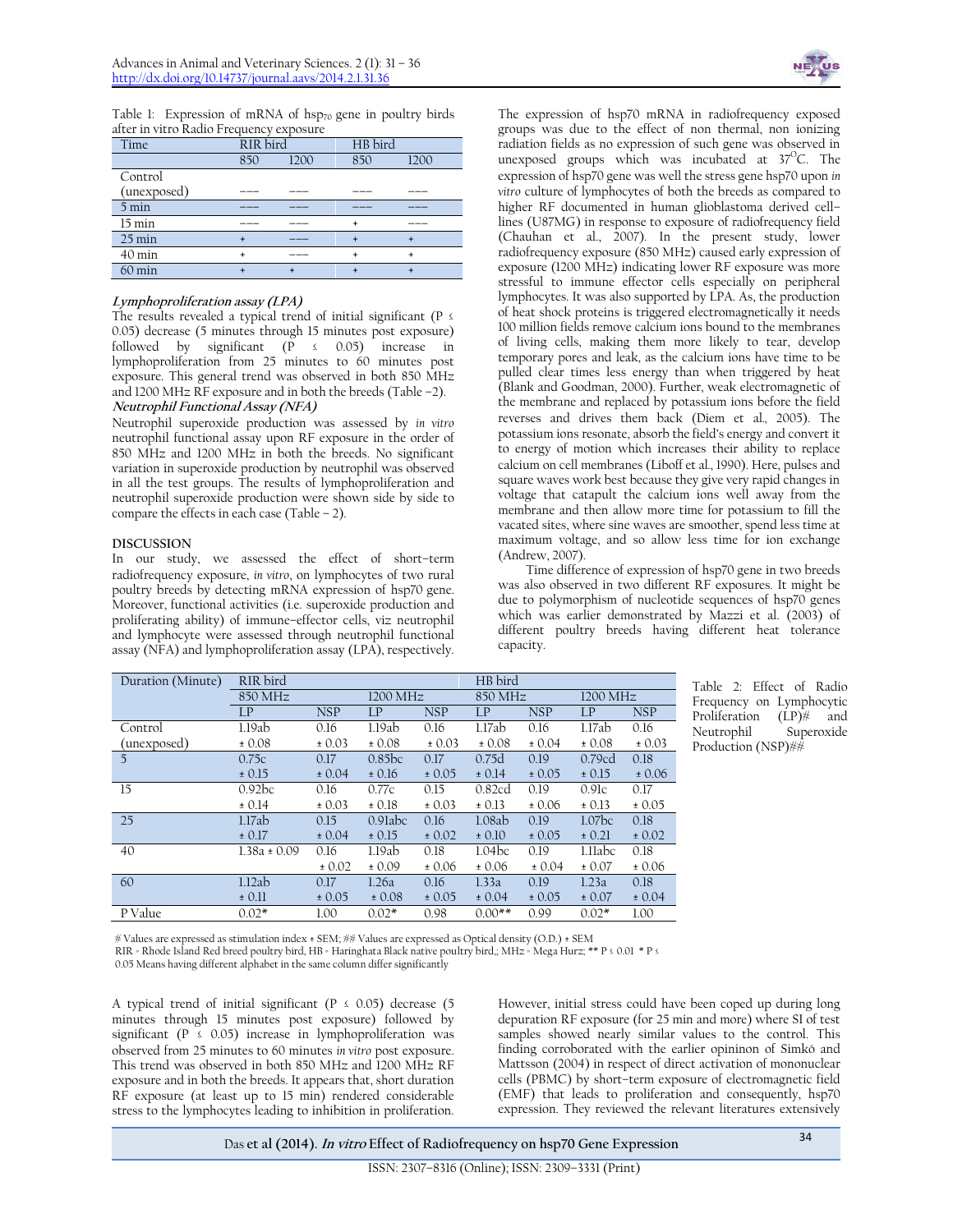Table 1: Expression of mRNA of $hsp_{70}$ gene in poultry birds after in vitro Radio Frequency exposure

| Time | RIR bird | | HB bird | |
|---|---|---|---|---|
| | 850 | 1200 | 850 | 1200 |
| Control (unexposed) | --- | --- | --- | --- |
| 5 min | --- | --- | --- | --- |
| 15 min | --- | --- | + | --- |
| 25 min | + | --- | + | + |
| 40 min | + | --- | + | + |
| 60 min | + | + | + | + |

***Lymphoproliferation assay (LPA)***

The results revealed a typical trend of initial significant (P ≤ 0.05) decrease (5 minutes through 15 minutes post exposure) followed by significant (P ≤ 0.05) increase in lymphoproliferation from 25 minutes to 60 minutes post exposure. This general trend was observed in both 850 MHz and 1200 MHz RF exposure and in both the breeds (Table –2).

***Neutrophil Functional Assay (NFA)***

Neutrophil superoxide production was assessed by *in vitro* neutrophil functional assay upon RF exposure in the order of 850 MHz and 1200 MHz in both the breeds. No significant variation in superoxide production by neutrophil was observed in all the test groups. The results of lymphoproliferation and neutrophil superoxide production were shown side by side to compare the effects in each case (Table – 2).

## DISCUSSION

In our study, we assessed the effect of short–term radiofrequency exposure, *in vitro*, on lymphocytes of two rural poultry breeds by detecting mRNA expression of hsp70 gene. Moreover, functional activities (i.e. superoxide production and proliferating ability) of immune–effector cells, viz neutrophil and lymphocyte were assessed through neutrophil functional assay (NFA) and lymphoproliferation assay (LPA), respectively.

The expression of hsp70 mRNA in radiofrequency exposed groups was due to the effect of non thermal, non ionizing radiation fields as no expression of such gene was observed in unexposed groups which was incubated at 37$^{O}$C. The expression of hsp70 gene was well the stress gene hsp70 upon *in vitro* culture of lymphocytes of both the breeds as compared to higher RF documented in human glioblastoma derived cell–lines (U87MG) in response to exposure of radiofrequency field (Chauhan et al., 2007). In the present study, lower radiofrequency exposure (850 MHz) caused early expression of exposure (1200 MHz) indicating lower RF exposure was more stressful to immune effector cells especially on peripheral lymphocytes. It was also supported by LPA. As, the production of heat shock proteins is triggered electromagnetically it needs 100 million fields remove calcium ions bound to the membranes of living cells, making them more likely to tear, develop temporary pores and leak, as the calcium ions have time to be pulled clear times less energy than when triggered by heat (Blank and Goodman, 2000). Further, weak electromagnetic of the membrane and replaced by potassium ions before the field reverses and drives them back (Diem et al., 2005). The potassium ions resonate, absorb the field's energy and convert it to energy of motion which increases their ability to replace calcium on cell membranes (Liboff et al., 1990). Here, pulses and square waves work best because they give very rapid changes in voltage that catapult the calcium ions well away from the membrane and then allow more time for potassium to fill the vacated sites, where sine waves are smoother, spend less time at maximum voltage, and so allow less time for ion exchange (Andrew, 2007).

Time difference of expression of hsp70 gene in two breeds was also observed in two different RF exposures. It might be due to polymorphism of nucleotide sequences of hsp70 genes which was earlier demonstrated by Mazzi et al. (2003) of different poultry breeds having different heat tolerance capacity.

Table 2: Effect of Radio Frequency on Lymphocytic Proliferation (LP)# and Neutrophil Superoxide Production (NSP)##

| Duration (Minute) | RIR bird | | | | HB bird | | | |
|---|---|---|---|---|---|---|---|---|
| | 850 MHz | | 1200 MHz | | 850 MHz | | 1200 MHz | |
| | LP | NSP | LP | NSP | LP | NSP | LP | NSP |
| Control (unexposed) | 1.19ab ± 0.08 | 0.16 ± 0.03 | 1.19ab ± 0.08 | 0.16 ± 0.03 | 1.17ab ± 0.08 | 0.16 ± 0.04 | 1.17ab ± 0.08 | 0.16 ± 0.03 |
| 5 | 0.75c ± 0.15 | 0.17 ± 0.04 | 0.85bc ± 0.16 | 0.17 ± 0.05 | 0.75d ± 0.14 | 0.19 ± 0.05 | 0.79cd ± 0.15 | 0.18 ± 0.06 |
| 15 | 0.92bc ± 0.14 | 0.16 ± 0.03 | 0.77c ± 0.18 | 0.15 ± 0.03 | 0.82cd ± 0.13 | 0.19 ± 0.06 | 0.91c ± 0.13 | 0.17 ± 0.05 |
| 25 | 1.17ab ± 0.17 | 0.15 ± 0.04 | 0.91abc ± 0.15 | 0.16 ± 0.02 | 1.08ab ± 0.10 | 0.19 ± 0.05 | 1.07bc ± 0.21 | 0.18 ± 0.02 |
| 40 | 1.38a ± 0.09 | 0.16 ± 0.02 | 1.19ab ± 0.09 | 0.18 ± 0.06 | 1.04bc ± 0.06 | 0.19 ± 0.04 | 1.11abc ± 0.07 | 0.18 ± 0.06 |
| 60 | 1.12ab ± 0.11 | 0.17 ± 0.05 | 1.26a ± 0.08 | 0.16 ± 0.05 | 1.33a ± 0.04 | 0.19 ± 0.05 | 1.23a ± 0.07 | 0.18 ± 0.04 |
| P Value | 0.02* | 1.00 | 0.02* | 0.98 | 0.00** | 0.99 | 0.02* | 1.00 |

# Values are expressed as stimulation index ± SEM; ## Values are expressed as Optical density (O.D.) ± SEM
RIR = Rhode Island Red breed poultry bird, HB = Haringhata Black native poultry bird,; MHz = Mega Hurz; ** P ≤ 0.01 * P ≤ 0.05 Means having different alphabet in the same column differ significantly

A typical trend of initial significant (P ≤ 0.05) decrease (5 minutes through 15 minutes post exposure) followed by significant (P ≤ 0.05) increase in lymphoproliferation was observed from 25 minutes to 60 minutes *in vitro* post exposure. This trend was observed in both 850 MHz and 1200 MHz RF exposure and in both the breeds. It appears that, short duration RF exposure (at least up to 15 min) rendered considerable stress to the lymphocytes leading to inhibition in proliferation. However, initial stress could have been coped up during long depuration RF exposure (for 25 min and more) where SI of test samples showed nearly similar values to the control. This finding corroborated with the earlier opininon of Simkó and Mattsson (2004) in respect of direct activation of mononuclear cells (PBMC) by short–term exposure of electromagnetic field (EMF) that leads to proliferation and consequently, hsp70 expression. They reviewed the relevant literatures extensively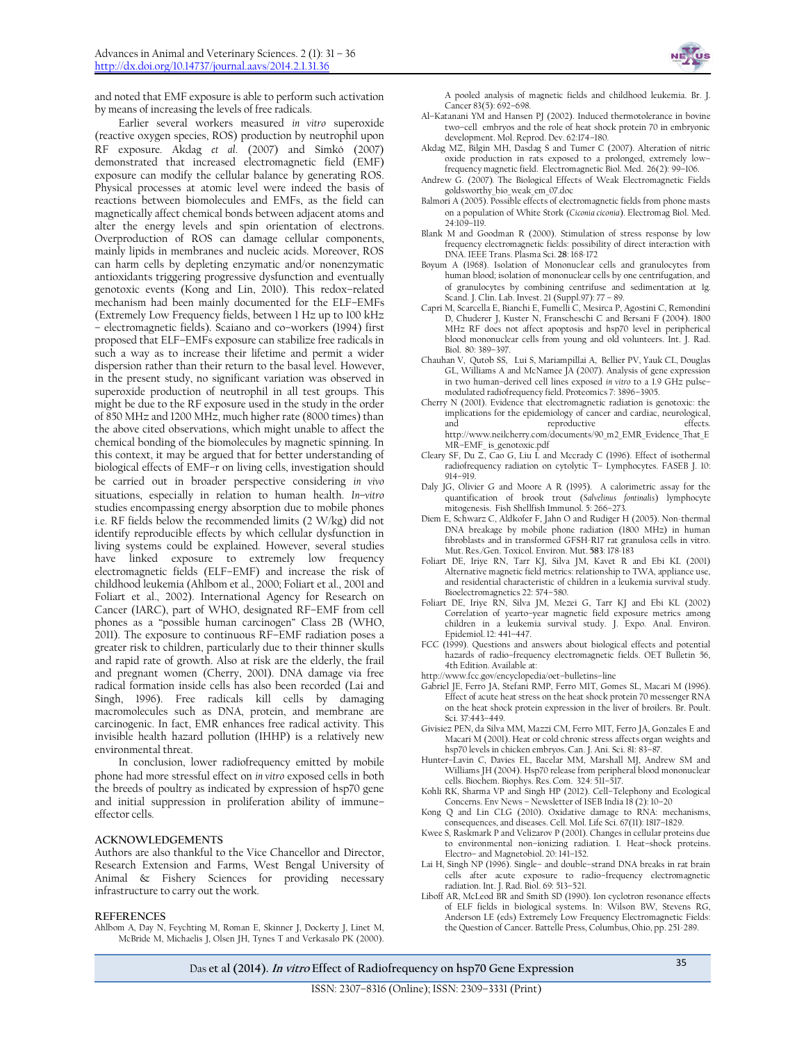and noted that EMF exposure is able to perform such activation by means of increasing the levels of free radicals.

Earlier several workers measured *in vitro* superoxide (reactive oxygen species, ROS) production by neutrophil upon RF exposure. Akdag *et al*. (2007) and Simkó (2007) demonstrated that increased electromagnetic field (EMF) exposure can modify the cellular balance by generating ROS. Physical processes at atomic level were indeed the basis of reactions between biomolecules and EMFs, as the field can magnetically affect chemical bonds between adjacent atoms and alter the energy levels and spin orientation of electrons. Overproduction of ROS can damage cellular components, mainly lipids in membranes and nucleic acids. Moreover, ROS can harm cells by depleting enzymatic and/or nonenzymatic antioxidants triggering progressive dysfunction and eventually genotoxic events (Kong and Lin, 2010). This redox–related mechanism had been mainly documented for the ELF–EMFs (Extremely Low Frequency fields, between 1 Hz up to 100 kHz – electromagnetic fields). Scaiano and co–workers (1994) first proposed that ELF–EMFs exposure can stabilize free radicals in such a way as to increase their lifetime and permit a wider dispersion rather than their return to the basal level. However, in the present study, no significant variation was observed in superoxide production of neutrophil in all test groups. This might be due to the RF exposure used in the study in the order of 850 MHz and 1200 MHz, much higher rate (8000 times) than the above cited observations, which might unable to affect the chemical bonding of the biomolecules by magnetic spinning. In this context, it may be argued that for better understanding of biological effects of EMF–r on living cells, investigation should be carried out in broader perspective considering *in vivo* situations, especially in relation to human health. *In–vitro* studies encompassing energy absorption due to mobile phones i.e. RF fields below the recommended limits (2 W/kg) did not identify reproducible effects by which cellular dysfunction in living systems could be explained. However, several studies have linked exposure to extremely low frequency electromagnetic fields (ELF–EMF) and increase the risk of childhood leukemia (Ahlbom et al., 2000; Foliart et al., 2001 and Foliart et al., 2002). International Agency for Research on Cancer (IARC), part of WHO, designated RF–EMF from cell phones as a "possible human carcinogen" Class 2B (WHO, 2011). The exposure to continuous RF–EMF radiation poses a greater risk to children, particularly due to their thinner skulls and rapid rate of growth. Also at risk are the elderly, the frail and pregnant women (Cherry, 2001). DNA damage via free radical formation inside cells has also been recorded (Lai and Singh, 1996). Free radicals kill cells by damaging macromolecules such as DNA, protein, and membrane are carcinogenic. In fact, EMR enhances free radical activity. This invisible health hazard pollution (IHHP) is a relatively new environmental threat.

In conclusion, lower radiofrequency emitted by mobile phone had more stressful effect on *in vitro* exposed cells in both the breeds of poultry as indicated by expression of hsp70 gene and initial suppression in proliferation ability of immune–effector cells.

## ACKNOWLEDGEMENTS

Authors are also thankful to the Vice Chancellor and Director, Research Extension and Farms, West Bengal University of Animal & Fishery Sciences for providing necessary infrastructure to carry out the work.

## REFERENCES

Ahlbom A, Day N, Feychting M, Roman E, Skinner J, Dockerty J, Linet M, McBride M, Michaelis J, Olsen JH, Tynes T and Verkasalo PK (2000). A pooled analysis of magnetic fields and childhood leukemia. Br. J. Cancer 83(5): 692–698.

Al–Katanani YM and Hansen PJ (2002). Induced thermotolerance in bovine two–cell embryos and the role of heat shock protein 70 in embryonic development. Mol. Reprod. Dev. 62:174–180.

Akdag MZ, Bilgin MH, Dasdag S and Tumer C (2007). Alteration of nitric oxide production in rats exposed to a prolonged, extremely low–frequency magnetic field. Electromagnetic Biol. Med. 26(2): 99–106.

Andrew G. (2007). The Biological Effects of Weak Electromagnetic Fields goldsworthy_bio_weak_em_07.doc

Balmori A (2005). Possible effects of electromagnetic fields from phone masts on a population of White Stork (*Ciconia ciconia*). Electromag Biol. Med. 24:109–119.

Blank M and Goodman R (2000). Stimulation of stress response by low frequency electromagnetic fields: possibility of direct interaction with DNA. IEEE Trans. Plasma Sci. **28**: 168-172

Boyum A (1968). Isolation of Mononuclear cells and granulocytes from human blood; isolation of mononuclear cells by one centrifugation, and of granulocytes by combining centrifuse and sedimentation at 1g. Scand. J. Clin. Lab. Invest. 21 (Suppl.97): 77 – 89.

Capri M, Scarcella E, Bianchi E, Fumelli C, Mesirca P, Agostini C, Remondini D, Chuderer J, Kuster N, Franscheschi C and Bersani F (2004). 1800 MHz RF does not affect apoptosis and hsp70 level in peripherical blood mononuclear cells from young and old volunteers. Int. J. Rad. Biol. 80: 389–397.

Chauhan V, Qutob SS, Lui S, Mariampillai A, Bellier PV, Yauk CL, Douglas GL, Williams A and McNamee JA (2007). Analysis of gene expression in two human–derived cell lines exposed *in vitro* to a 1.9 GHz pulse–modulated radiofrequency field. Proteomics 7: 3896–3905.

Cherry N (2001). Evidence that electromagnetic radiation is genotoxic: the implications for the epidemiology of cancer and cardiac, neurological, and reproductive effects. http://www.neilcherry.com/documents/90_m2_EMR_Evidence_That_EMR–EMF_is_genotoxic.pdf

Cleary SF, Du Z, Cao G, Liu L and Mccrady C (1996). Effect of isothermal radiofrequency radiation on cytolytic T– Lymphocytes. FASEB J. 10: 914–919.

Daly JG, Olivier G and Moore A R (1995). A calorimetric assay for the quantification of brook trout (*Salvelinus fontinalis*) lymphocyte mitogenesis. Fish Shellfish Immunol. 5: 266–273.

Diem E, Schwarz C, Aldkofer F, Jahn O and Rudiger H (2005). Non-thermal DNA breakage by mobile phone radiation (1800 MHz) in human fibroblasts and in transformed GFSH-R17 rat granulosa cells in vitro. Mut. Res./Gen. Toxicol. Environ. Mut. **583**: 178-183

Foliart DE, Iriye RN, Tarr KJ, Silva JM, Kavet R and Ebi KL (2001) Alternative magnetic field metrics: relationship to TWA, appliance use, and residential characteristic of children in a leukemia survival study. Bioelectromagnetics 22: 574–580.

Foliart DE, Iriye RN, Silva JM, Mezei G, Tarr KJ and Ebi KL (2002) Correlation of yearto–year magnetic field exposure metrics among children in a leukemia survival study. J. Expo. Anal. Environ. Epidemiol. 12: 441–447.

FCC (1999). Questions and answers about biological effects and potential hazards of radio–frequency electromagnetic fields. OET Bulletin 56, 4th Edition. Available at:

http://www.fcc.gov/encyclopedia/oet–bulletins–line

Gabriel JE, Ferro JA, Stefani RMP, Ferro MIT, Gomes SL, Macari M (1996). Effect of acute heat stress on the heat shock protein 70 messenger RNA on the heat shock protein expression in the liver of broilers. Br. Poult. Sci. 37:443–449.

Givisiez PEN, da Silva MM, Mazzi CM, Ferro MIT, Ferro JA, Gonzales E and Macari M (2001). Heat or cold chronic stress affects organ weights and hsp70 levels in chicken embryos. Can. J. Ani. Sci. 81: 83–87.

Hunter–Lavin C, Davies EL, Bacelar MM, Marshall MJ, Andrew SM and Williams JH (2004). Hsp70 release from peripheral blood mononuclear cells. Biochem. Biophys. Res. Com. 324: 511–517.

Kohli RK, Sharma VP and Singh HP (2012). Cell–Telephony and Ecological Concerns. Env News – Newsletter of ISEB India 18 (2): 10–20

Kong Q and Lin CLG (2010). Oxidative damage to RNA: mechanisms, consequences, and diseases. Cell. Mol. Life Sci. 67(11): 1817–1829.

Kwee S, Raskmark P and Velizarov P (2001). Changes in cellular proteins due to environmental non–ionizing radiation. I. Heat–shock proteins. Electro– and Magnetobiol. 20: 141–152.

Lai H, Singh NP (1996). Single– and double–strand DNA breaks in rat brain cells after acute exposure to radio–frequency electromagnetic radiation. Int. J. Rad. Biol. 69: 513–521.

Liboff AR, McLeod BR and Smith SD (1990). Ion cyclotron resonance effects of ELF fields in biological systems. In: Wilson BW, Stevens RG, Anderson LE (eds) Extremely Low Frequency Electromagnetic Fields: the Question of Cancer. Battelle Press, Columbus, Ohio, pp. 251-289.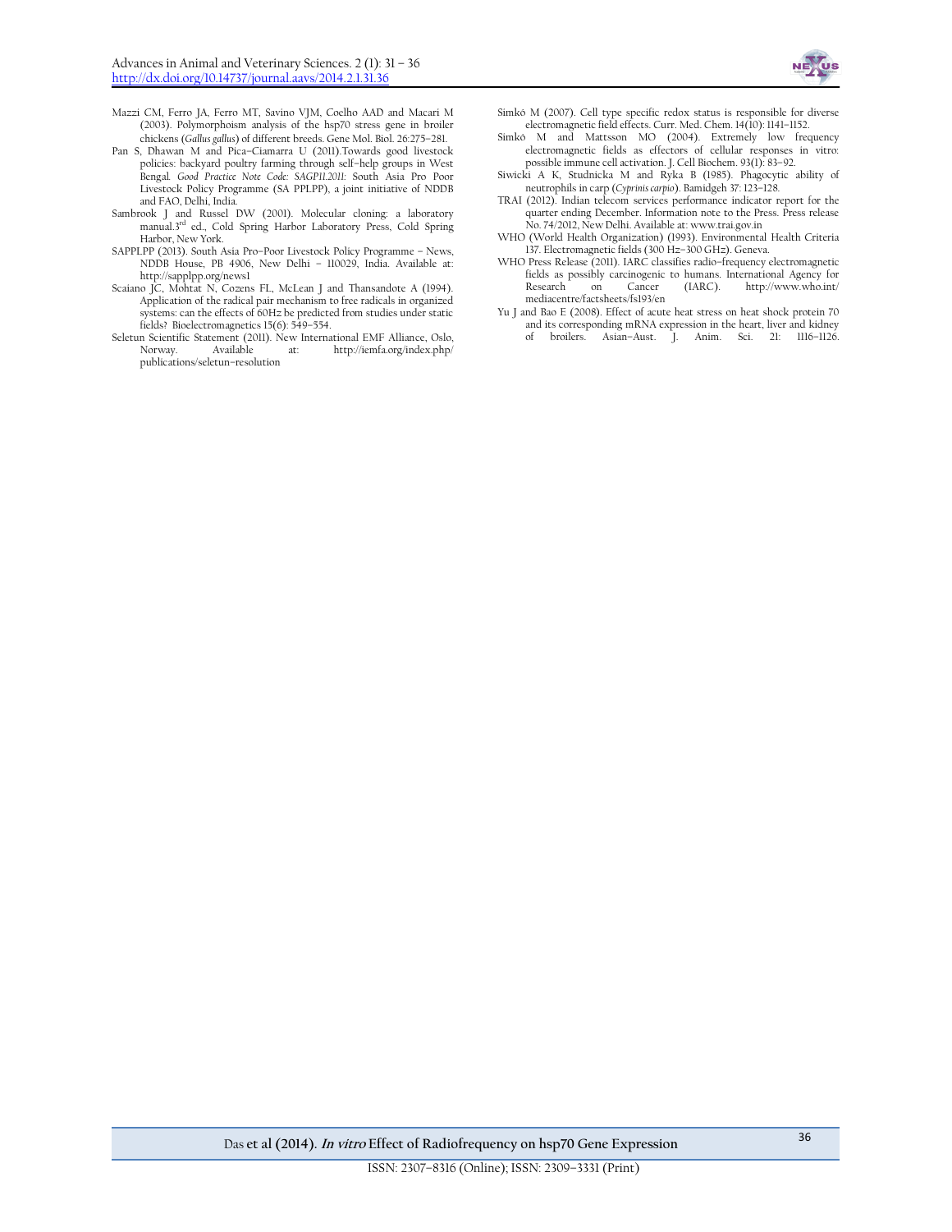Mazzi CM, Ferro JA, Ferro MT, Savino VJM, Coelho AAD and Macari M (2003). Polymorphoism analysis of the hsp70 stress gene in broiler chickens (*Gallus gallus*) of different breeds. Gene Mol. Biol. 26:275–281.

Pan S, Dhawan M and Pica–Ciamarra U (2011).Towards good livestock policies: backyard poultry farming through self–help groups in West Bengal. *Good Practice Note Code: SAGP11.2011:* South Asia Pro Poor Livestock Policy Programme (SA PPLPP), a joint initiative of NDDB and FAO, Delhi, India.

Sambrook J and Russel DW (2001). Molecular cloning: a laboratory manual.3rd ed., Cold Spring Harbor Laboratory Press, Cold Spring Harbor, New York.

SAPPLPP (2013). South Asia Pro–Poor Livestock Policy Programme – News, NDDB House, PB 4906, New Delhi – 110029, India. Available at: http://sapplpp.org/news1

Scaiano JC, Mohtat N, Cozens FL, McLean J and Thansandote A (1994). Application of the radical pair mechanism to free radicals in organized systems: can the effects of 60Hz be predicted from studies under static fields? Bioelectromagnetics 15(6): 549–554.

Seletun Scientific Statement (2011). New International EMF Alliance, Oslo, Norway. Available at: http://iemfa.org/index.php/publications/seletun-resolution

Simkó M (2007). Cell type specific redox status is responsible for diverse electromagnetic field effects. Curr. Med. Chem. 14(10): 1141–1152.

Simkó M and Mattsson MO (2004). Extremely low frequency electromagnetic fields as effectors of cellular responses in vitro: possible immune cell activation. J. Cell Biochem. 93(1): 83–92.

Siwicki A K, Studnicka M and Ryka B (1985). Phagocytic ability of neutrophils in carp (*Cyprinis carpio*). Bamidgeh 37: 123–128.

TRAI (2012). Indian telecom services performance indicator report for the quarter ending December. Information note to the Press. Press release No. 74/2012, New Delhi. Available at: www.trai.gov.in

WHO (World Health Organization) (1993). Environmental Health Criteria 137. Electromagnetic fields (300 Hz–300 GHz). Geneva.

WHO Press Release (2011). IARC classifies radio–frequency electromagnetic fields as possibly carcinogenic to humans. International Agency for Research on Cancer (IARC). http://www.who.int/mediacentre/factsheets/fs193/en

Yu J and Bao E (2008). Effect of acute heat stress on heat shock protein 70 and its corresponding mRNA expression in the heart, liver and kidney of broilers. Asian–Aust. J. Anim. Sci. 21: 1116–1126.